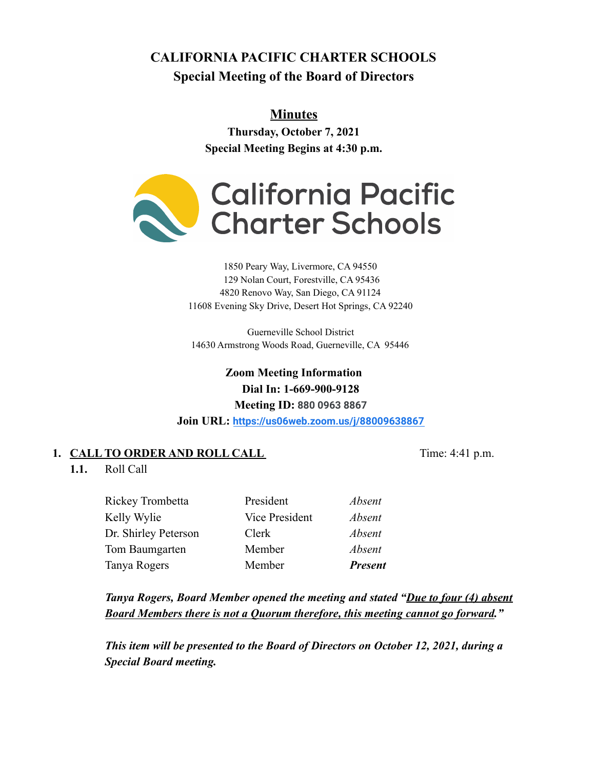# CALIFORNIA PACIFIC CHARTER SCHOOLS

## Special Meeting of the Board of Directors

### Minutes

**Thursday, October 7, 2021**

**Special Meeting Begins at 4:30 p.m.**

1850 Peary Way, Livermore, CA 94550
129 Nolan Court, Forestville, CA 95436
4820 Renovo Way, San Diego, CA 91124
11608 Evening Sky Drive, Desert Hot Springs, CA 92240

Guerneville School District
14630 Armstrong Woods Road, Guerneville, CA 95446

**Zoom Meeting Information**
**Dial In: 1-669-900-9128**
**Meeting ID: 880 0963 8867**
**Join URL: https://us06web.zoom.us/j/88009638867**

## 1. CALL TO ORDER AND ROLL CALL

Time: 4:41 p.m.

**1.1.** Roll Call

| | | |
|---|---|---|
| Rickey Trombetta | President | *Absent* |
| Kelly Wylie | Vice President | *Absent* |
| Dr. Shirley Peterson | Clerk | *Absent* |
| Tom Baumgarten | Member | *Absent* |
| Tanya Rogers | Member | ***Present*** |

***Tanya Rogers, Board Member opened the meeting and stated "Due to four (4) absent Board Members there is not a Quorum therefore, this meeting cannot go forward."***

***This item will be presented to the Board of Directors on October 12, 2021, during a Special Board meeting.***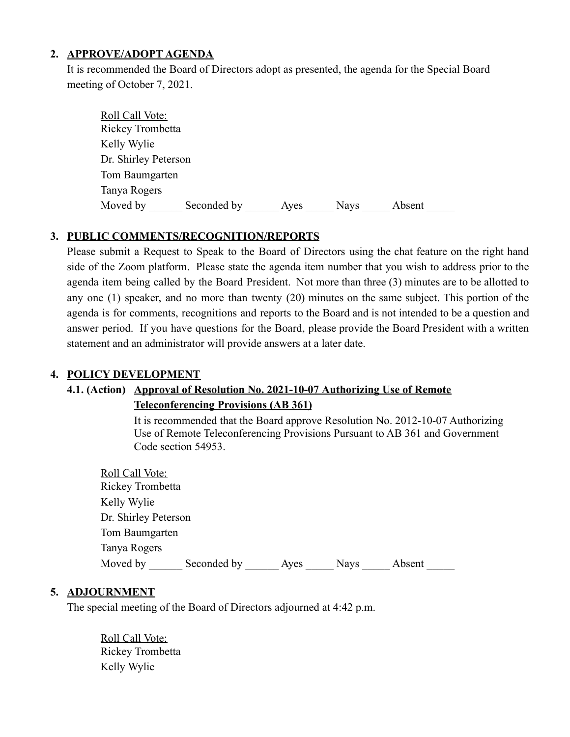2. **APPROVE/ADOPT AGENDA**

It is recommended the Board of Directors adopt as presented, the agenda for the Special Board meeting of October 7, 2021.

Roll Call Vote:
Rickey Trombetta
Kelly Wylie
Dr. Shirley Peterson
Tom Baumgarten
Tanya Rogers
Moved by ______ Seconded by ______ Ayes _____ Nays _____ Absent _____

3. **PUBLIC COMMENTS/RECOGNITION/REPORTS**

Please submit a Request to Speak to the Board of Directors using the chat feature on the right hand side of the Zoom platform. Please state the agenda item number that you wish to address prior to the agenda item being called by the Board President. Not more than three (3) minutes are to be allotted to any one (1) speaker, and no more than twenty (20) minutes on the same subject. This portion of the agenda is for comments, recognitions and reports to the Board and is not intended to be a question and answer period. If you have questions for the Board, please provide the Board President with a written statement and an administrator will provide answers at a later date.

4. **POLICY DEVELOPMENT**

**4.1. (Action) Approval of Resolution No. 2021-10-07 Authorizing Use of Remote Teleconferencing Provisions (AB 361)**

It is recommended that the Board approve Resolution No. 2012-10-07 Authorizing Use of Remote Teleconferencing Provisions Pursuant to AB 361 and Government Code section 54953.

Roll Call Vote:
Rickey Trombetta
Kelly Wylie
Dr. Shirley Peterson
Tom Baumgarten
Tanya Rogers
Moved by ______ Seconded by ______ Ayes _____ Nays _____ Absent _____

5. **ADJOURNMENT**

The special meeting of the Board of Directors adjourned at 4:42 p.m.

Roll Call Vote:
Rickey Trombetta
Kelly Wylie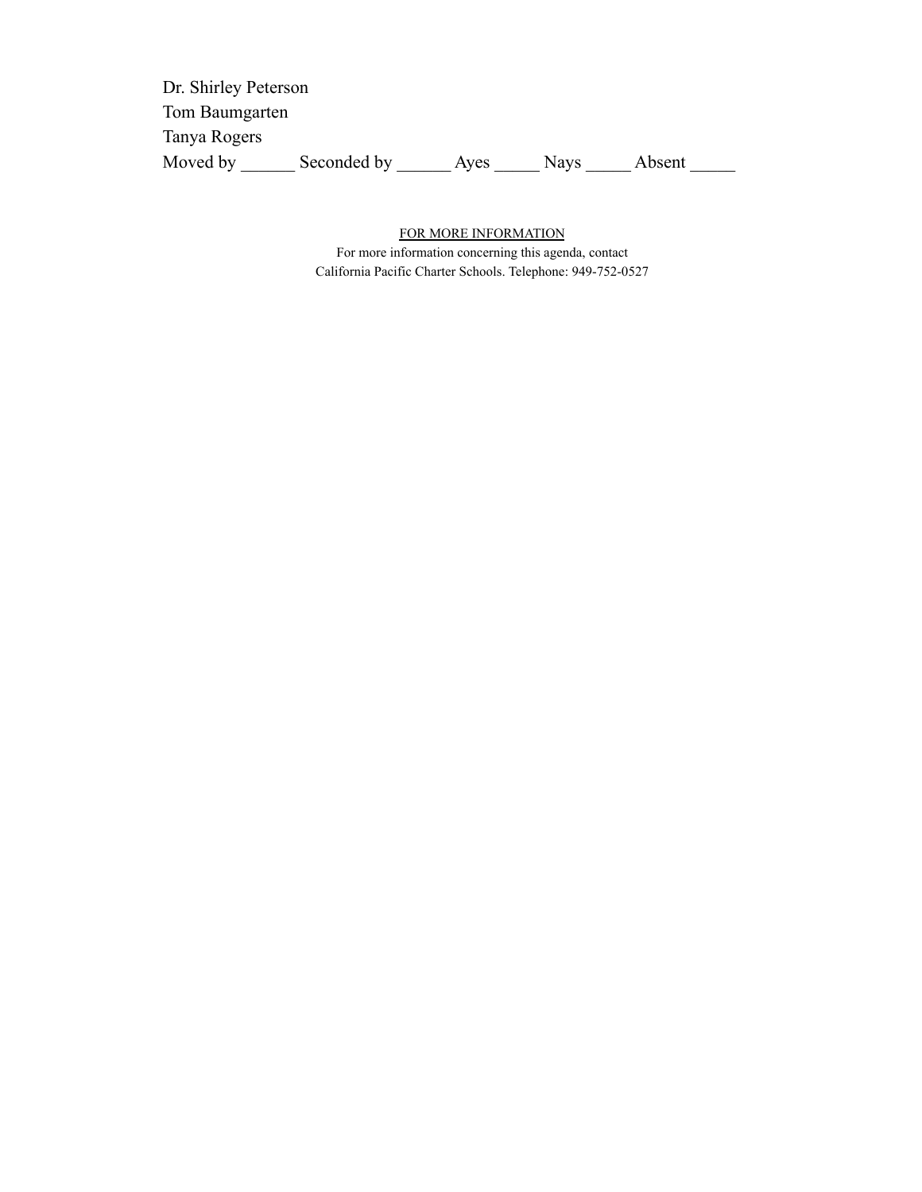Dr. Shirley Peterson
Tom Baumgarten
Tanya Rogers
Moved by ______ Seconded by ______ Ayes _____ Nays _____ Absent _____

FOR MORE INFORMATION

For more information concerning this agenda, contact
California Pacific Charter Schools. Telephone: 949-752-0527